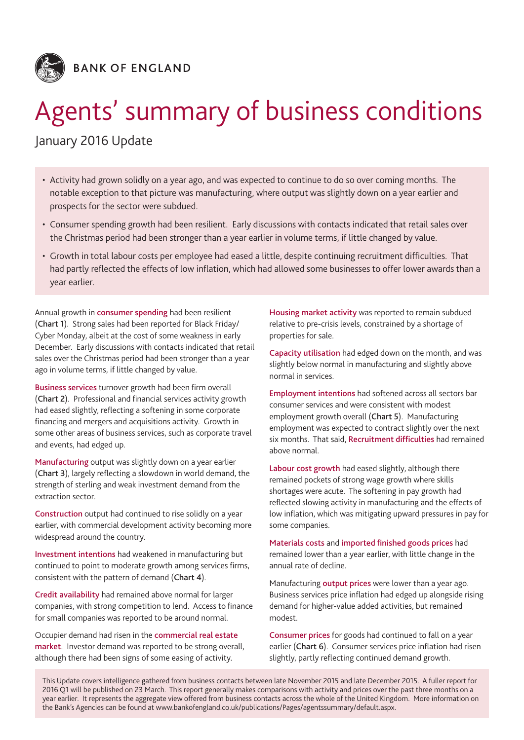BANK OF ENGLAND

# Agents' summary of business conditions

## January 2016 Update

- Activity had grown solidly on a year ago, and was expected to continue to do so over coming months. The notable exception to that picture was manufacturing, where output was slightly down on a year earlier and prospects for the sector were subdued.
- Consumer spending growth had been resilient. Early discussions with contacts indicated that retail sales over the Christmas period had been stronger than a year earlier in volume terms, if little changed by value.
- Growth in total labour costs per employee had eased a little, despite continuing recruitment difficulties. That had partly reflected the effects of low inflation, which had allowed some businesses to offer lower awards than a year earlier.

Annual growth in **consumer spending** had been resilient (**Chart 1**). Strong sales had been reported for Black Friday/Cyber Monday, albeit at the cost of some weakness in early December. Early discussions with contacts indicated that retail sales over the Christmas period had been stronger than a year ago in volume terms, if little changed by value.

**Business services** turnover growth had been firm overall (**Chart 2**). Professional and financial services activity growth had eased slightly, reflecting a softening in some corporate financing and mergers and acquisitions activity. Growth in some other areas of business services, such as corporate travel and events, had edged up.

**Manufacturing** output was slightly down on a year earlier (**Chart 3**), largely reflecting a slowdown in world demand, the strength of sterling and weak investment demand from the extraction sector.

**Construction** output had continued to rise solidly on a year earlier, with commercial development activity becoming more widespread around the country.

**Investment intentions** had weakened in manufacturing but continued to point to moderate growth among services firms, consistent with the pattern of demand (**Chart 4**).

**Credit availability** had remained above normal for larger companies, with strong competition to lend. Access to finance for small companies was reported to be around normal.

Occupier demand had risen in the **commercial real estate market**. Investor demand was reported to be strong overall, although there had been signs of some easing of activity.

**Housing market activity** was reported to remain subdued relative to pre-crisis levels, constrained by a shortage of properties for sale.

**Capacity utilisation** had edged down on the month, and was slightly below normal in manufacturing and slightly above normal in services.

**Employment intentions** had softened across all sectors bar consumer services and were consistent with modest employment growth overall (**Chart 5**). Manufacturing employment was expected to contract slightly over the next six months. That said, **Recruitment difficulties** had remained above normal.

**Labour cost growth** had eased slightly, although there remained pockets of strong wage growth where skills shortages were acute. The softening in pay growth had reflected slowing activity in manufacturing and the effects of low inflation, which was mitigating upward pressures in pay for some companies.

**Materials costs** and **imported finished goods prices** had remained lower than a year earlier, with little change in the annual rate of decline.

Manufacturing **output prices** were lower than a year ago. Business services price inflation had edged up alongside rising demand for higher-value added activities, but remained modest.

**Consumer prices** for goods had continued to fall on a year earlier (**Chart 6**). Consumer services price inflation had risen slightly, partly reflecting continued demand growth.

This Update covers intelligence gathered from business contacts between late November 2015 and late December 2015. A fuller report for 2016 Q1 will be published on 23 March. This report generally makes comparisons with activity and prices over the past three months on a year earlier. It represents the aggregate view offered from business contacts across the whole of the United Kingdom. More information on the Bank's Agencies can be found at www.bankofengland.co.uk/publications/Pages/agentssummary/default.aspx.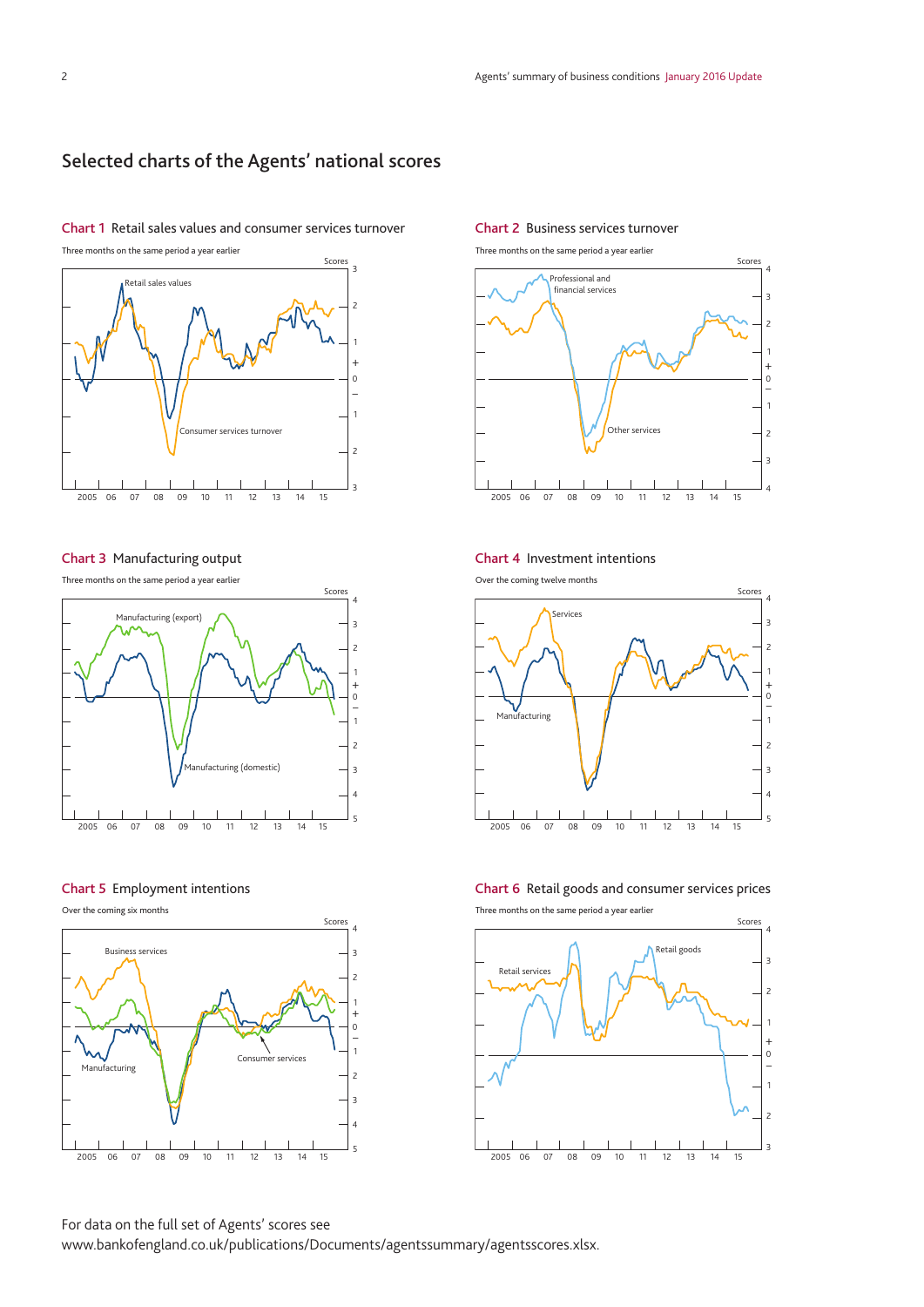## Selected charts of the Agents' national scores

**Chart 1** Retail sales values and consumer services turnover

Three months on the same period a year earlier

Scores

3
2
1
+
0
–
1
2
3

Retail sales values
Consumer services turnover

2005 06 07 08 09 10 11 12 13 14 15

**Chart 2** Business services turnover

Three months on the same period a year earlier

Scores

4
3
2
1
+
0
–
1
2
3
4

Professional and financial services
Other services

2005 06 07 08 09 10 11 12 13 14 15

**Chart 3** Manufacturing output

Three months on the same period a year earlier

Scores

4
3
2
1
+
0
–
1
2
3
4
5

Manufacturing (export)
Manufacturing (domestic)

2005 06 07 08 09 10 11 12 13 14 15

**Chart 4** Investment intentions

Over the coming twelve months

Scores

4
3
2
1
+
0
–
1
2
3
4
5

Services
Manufacturing

2005 06 07 08 09 10 11 12 13 14 15

**Chart 5** Employment intentions

Over the coming six months

Scores

4
3
2
1
+
0
–
1
2
3
4
5

Business services
Manufacturing
Consumer services

2005 06 07 08 09 10 11 12 13 14 15

**Chart 6** Retail goods and consumer services prices

Three months on the same period a year earlier

Scores

4
3
2
1
+
0
–
1
2
3

Retail services
Retail goods

2005 06 07 08 09 10 11 12 13 14 15

For data on the full set of Agents' scores see www.bankofengland.co.uk/publications/Documents/agentssummary/agentsscores.xlsx.